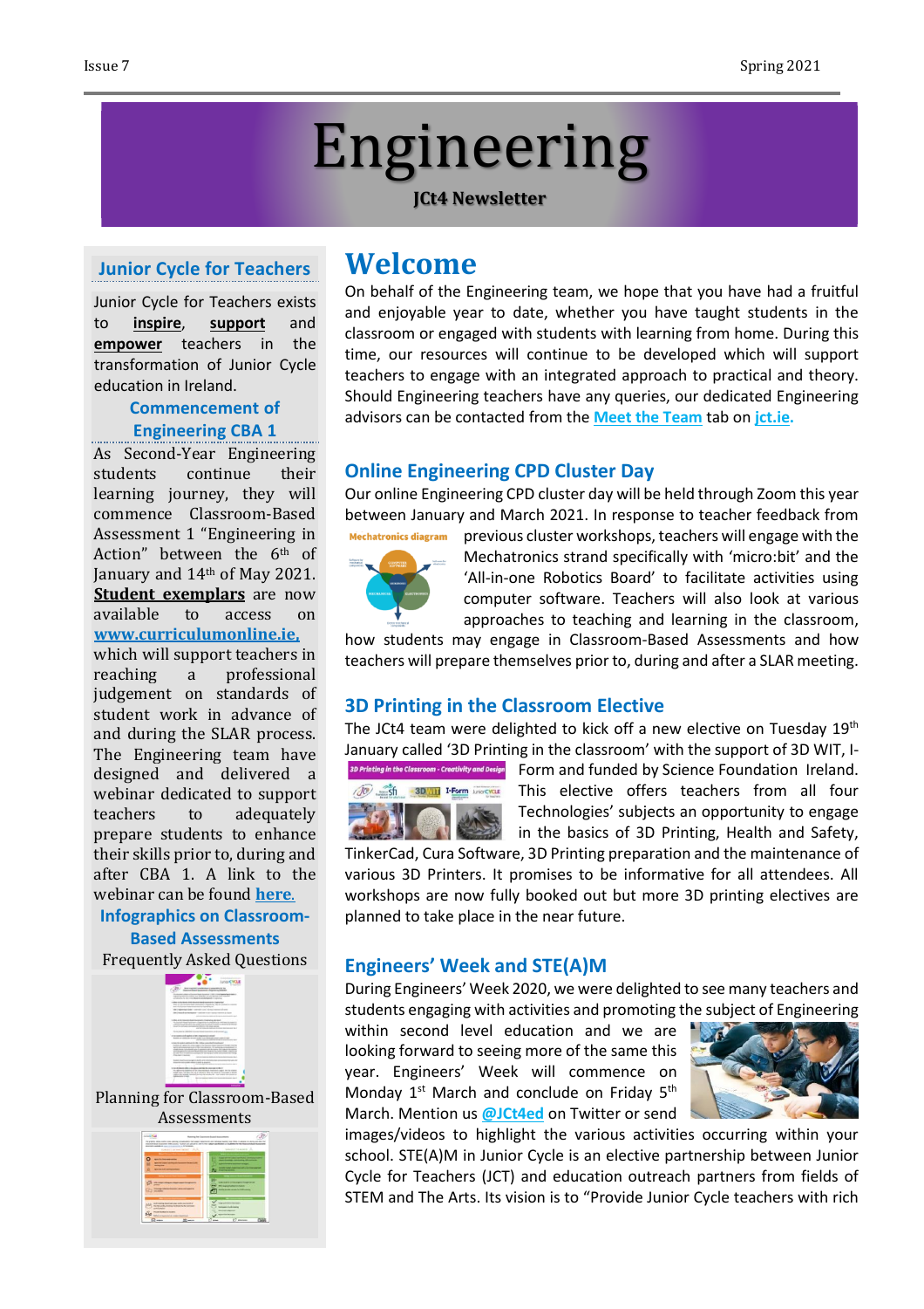# Engineering

**JCt4 Newsletter**

## Junior Cycle for Teachers

Junior Cycle for Teachers exists to **inspire**, **support** and **empower** teachers in the transformation of Junior Cycle education in Ireland.

### Commencement of Engineering CBA 1

As Second-Year Engineering students continue their learning journey, they will commence Classroom-Based Assessment 1 "Engineering in Action" between the 6th of January and 14th of May 2021. **Student exemplars** are now available to access on **www.curriculumonline.ie,** which will support teachers in reaching a professional judgement on standards of student work in advance of and during the SLAR process. The Engineering team have designed and delivered a webinar dedicated to support teachers to adequately prepare students to enhance their skills prior to, during and after CBA 1. A link to the webinar can be found **here.**

### Infographics on Classroom-Based Assessments

Frequently Asked Questions

Planning for Classroom-Based Assessments

# Welcome

On behalf of the Engineering team, we hope that you have had a fruitful and enjoyable year to date, whether you have taught students in the classroom or engaged with students with learning from home. During this time, our resources will continue to be developed which will support teachers to engage with an integrated approach to practical and theory. Should Engineering teachers have any queries, our dedicated Engineering advisors can be contacted from the **Meet the Team** tab on **jct.ie.**

## Online Engineering CPD Cluster Day

Our online Engineering CPD cluster day will be held through Zoom this year between January and March 2021. In response to teacher feedback from previous cluster workshops, teachers will engage with the Mechatronics strand specifically with 'micro:bit' and the 'All-in-one Robotics Board' to facilitate activities using computer software. Teachers will also look at various approaches to teaching and learning in the classroom, how students may engage in Classroom-Based Assessments and how teachers will prepare themselves prior to, during and after a SLAR meeting.

## 3D Printing in the Classroom Elective

The JCt4 team were delighted to kick off a new elective on Tuesday 19th January called '3D Printing in the classroom' with the support of 3D WIT, I-Form and funded by Science Foundation Ireland. This elective offers teachers from all four Technologies' subjects an opportunity to engage in the basics of 3D Printing, Health and Safety, TinkerCad, Cura Software, 3D Printing preparation and the maintenance of various 3D Printers. It promises to be informative for all attendees. All workshops are now fully booked out but more 3D printing electives are planned to take place in the near future.

## Engineers' Week and STE(A)M

During Engineers' Week 2020, we were delighted to see many teachers and students engaging with activities and promoting the subject of Engineering within second level education and we are looking forward to seeing more of the same this year. Engineers' Week will commence on Monday 1st March and conclude on Friday 5th March. Mention us **@JCt4ed** on Twitter or send images/videos to highlight the various activities occurring within your school. STE(A)M in Junior Cycle is an elective partnership between Junior Cycle for Teachers (JCT) and education outreach partners from fields of STEM and The Arts. Its vision is to "Provide Junior Cycle teachers with rich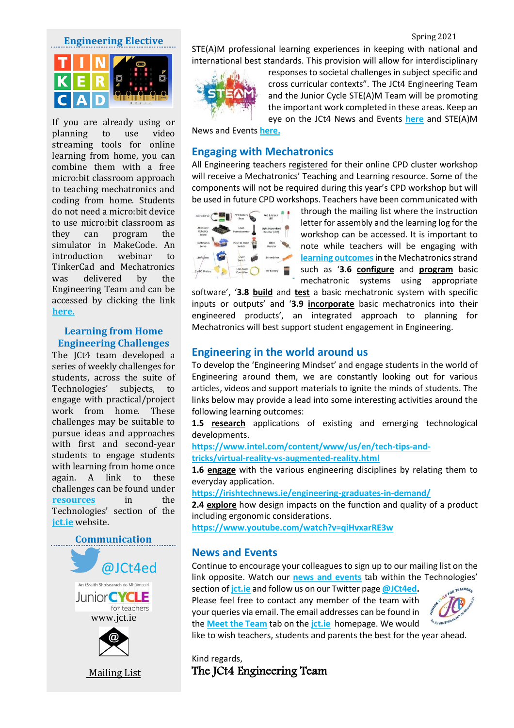## Engineering Elective

If you are already using or planning to use video streaming tools for online learning from home, you can combine them with a free micro:bit classroom approach to teaching mechatronics and coding from home. Students do not need a micro:bit device to use micro:bit classroom as they can program the simulator in MakeCode. An introduction webinar to TinkerCad and Mechatronics was delivered by the Engineering Team and can be accessed by clicking the link here.

## Learning from Home Engineering Challenges

The JCt4 team developed a series of weekly challenges for students, across the suite of Technologies' subjects, to engage with practical/project work from home. These challenges may be suitable to pursue ideas and approaches with first and second-year students to engage students with learning from home once again. A link to these challenges can be found under resources in the Technologies' section of the jct.ie website.

## Communication

@JCt4ed

www.jct.ie

Mailing List

STE(A)M professional learning experiences in keeping with national and international best standards. This provision will allow for interdisciplinary responses to societal challenges in subject specific and cross curricular contexts". The JCt4 Engineering Team and the Junior Cycle STE(A)M Team will be promoting the important work completed in these areas. Keep an eye on the JCt4 News and Events here and STE(A)M News and Events here.

## Engaging with Mechatronics

All Engineering teachers registered for their online CPD cluster workshop will receive a Mechatronics' Teaching and Learning resource. Some of the components will not be required during this year's CPD workshop but will be used in future CPD workshops. Teachers have been communicated with through the mailing list where the instruction letter for assembly and the learning log for the workshop can be accessed. It is important to note while teachers will be engaging with learning outcomes in the Mechatronics strand such as '**3.6 configure** and **program** basic mechatronic systems using appropriate software', '**3.8 build** and **test** a basic mechatronic system with specific inputs or outputs' and '**3.9 incorporate** basic mechatronics into their engineered products', an integrated approach to planning for Mechatronics will best support student engagement in Engineering.

## Engineering in the world around us

To develop the 'Engineering Mindset' and engage students in the world of Engineering around them, we are constantly looking out for various articles, videos and support materials to ignite the minds of students. The links below may provide a lead into some interesting activities around the following learning outcomes:

**1.5 research** applications of existing and emerging technological developments.
https://www.intel.com/content/www/us/en/tech-tips-and-tricks/virtual-reality-vs-augmented-reality.html

**1.6 engage** with the various engineering disciplines by relating them to everyday application.
https://irishtechnews.ie/engineering-graduates-in-demand/

**2.4 explore** how design impacts on the function and quality of a product including ergonomic considerations.
https://www.youtube.com/watch?v=qiHvxarRE3w

## News and Events

Continue to encourage your colleagues to sign up to our mailing list on the link opposite. Watch our news and events tab within the Technologies' section of jct.ie and follow us on our Twitter page @JCt4ed. Please feel free to contact any member of the team with your queries via email. The email addresses can be found in the Meet the Team tab on the jct.ie homepage. We would like to wish teachers, students and parents the best for the year ahead.

Kind regards,

The JCt4 Engineering Team